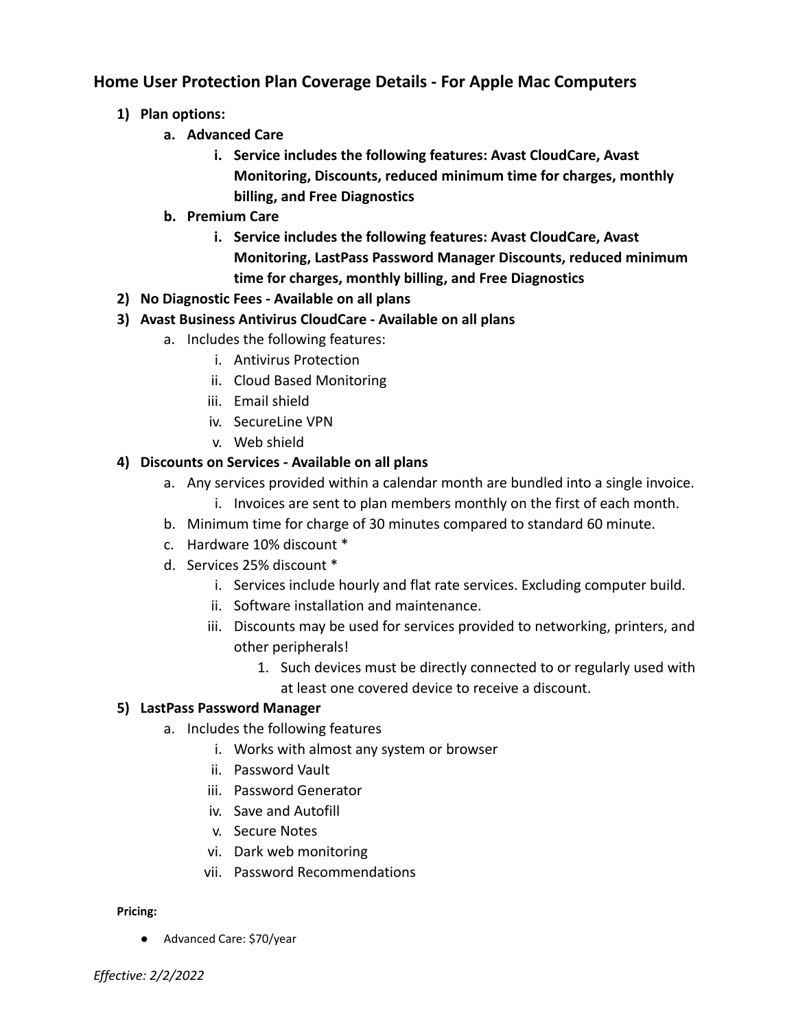# Home User Protection Plan Coverage Details - For Apple Mac Computers

1) **Plan options:**
    a. **Advanced Care**
        i. **Service includes the following features: Avast CloudCare, Avast Monitoring, Discounts, reduced minimum time for charges, monthly billing, and Free Diagnostics**
    b. **Premium Care**
        i. **Service includes the following features: Avast CloudCare, Avast Monitoring, LastPass Password Manager Discounts, reduced minimum time for charges, monthly billing, and Free Diagnostics**
2) **No Diagnostic Fees - Available on all plans**
3) **Avast Business Antivirus CloudCare - Available on all plans**
    a. Includes the following features:
        i. Antivirus Protection
        ii. Cloud Based Monitoring
        iii. Email shield
        iv. SecureLine VPN
        v. Web shield
4) **Discounts on Services - Available on all plans**
    a. Any services provided within a calendar month are bundled into a single invoice.
        i. Invoices are sent to plan members monthly on the first of each month.
    b. Minimum time for charge of 30 minutes compared to standard 60 minute.
    c. Hardware 10% discount *
    d. Services 25% discount *
        i. Services include hourly and flat rate services. Excluding computer build.
        ii. Software installation and maintenance.
        iii. Discounts may be used for services provided to networking, printers, and other peripherals!
            1. Such devices must be directly connected to or regularly used with at least one covered device to receive a discount.
5) **LastPass Password Manager**
    a. Includes the following features
        i. Works with almost any system or browser
        ii. Password Vault
        iii. Password Generator
        iv. Save and Autofill
        v. Secure Notes
        vi. Dark web monitoring
        vii. Password Recommendations

**Pricing:**

- Advanced Care: $70/year

*Effective: 2/2/2022*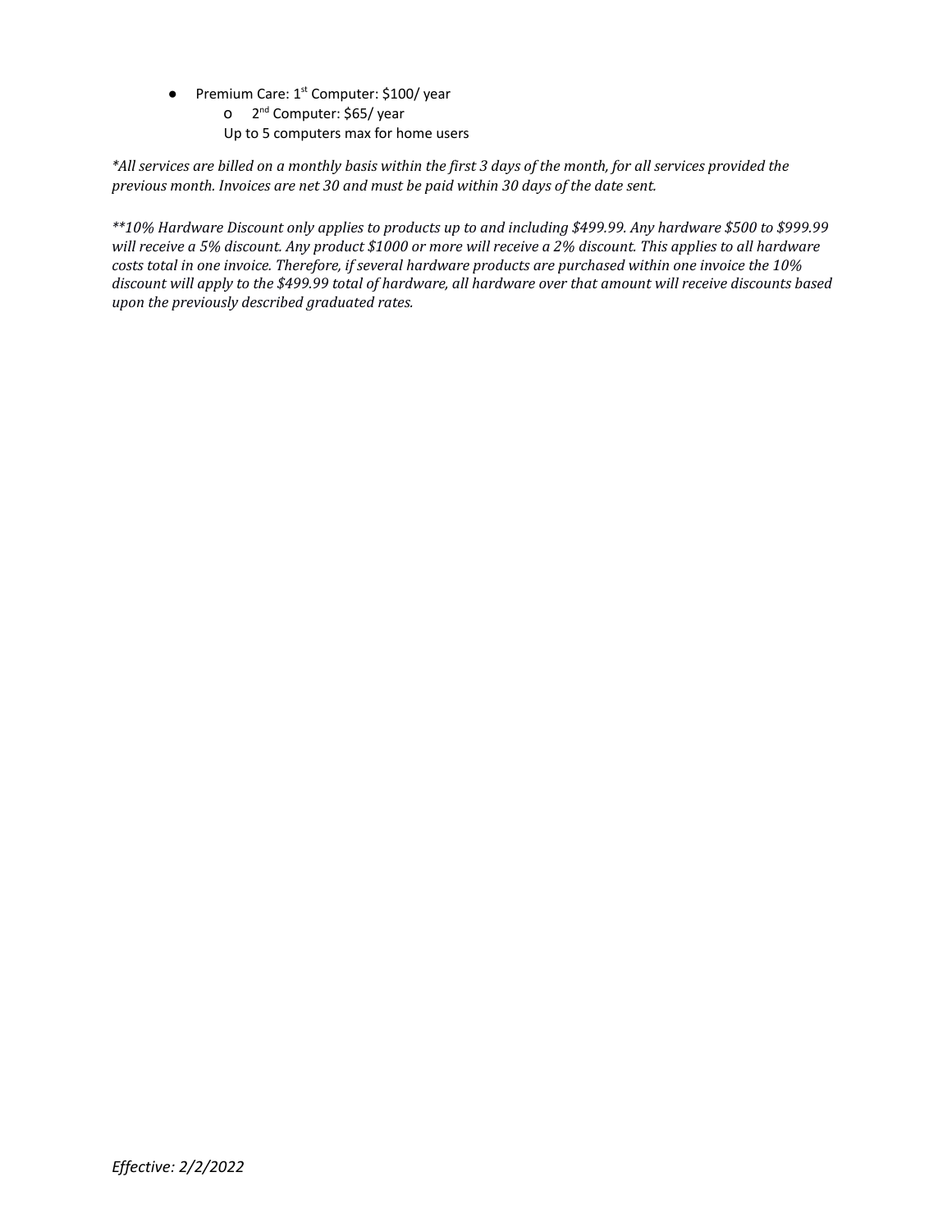- Premium Care: 1st Computer: $100/ year
  - 2nd Computer: $65/ year

  Up to 5 computers max for home users

*\*All services are billed on a monthly basis within the first 3 days of the month, for all services provided the previous month. Invoices are net 30 and must be paid within 30 days of the date sent.*

*\*\*10% Hardware Discount only applies to products up to and including $499.99. Any hardware $500 to $999.99 will receive a 5% discount. Any product $1000 or more will receive a 2% discount. This applies to all hardware costs total in one invoice. Therefore, if several hardware products are purchased within one invoice the 10% discount will apply to the $499.99 total of hardware, all hardware over that amount will receive discounts based upon the previously described graduated rates.*

*Effective: 2/2/2022*